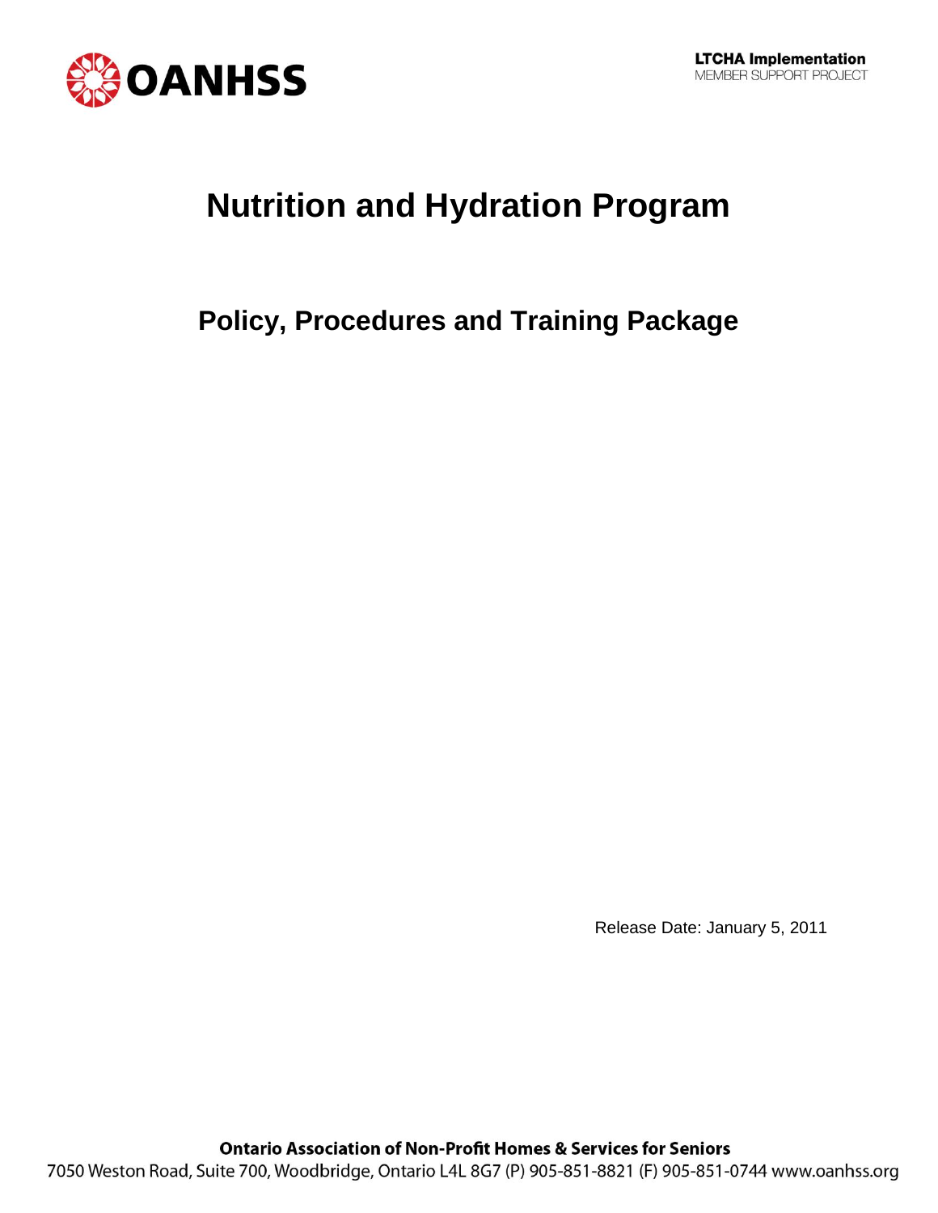OANHSS

**LTCHA Implementation**
MEMBER SUPPORT PROJECT

# Nutrition and Hydration Program

## Policy, Procedures and Training Package

Release Date: January 5, 2011

**Ontario Association of Non-Profit Homes & Services for Seniors**
7050 Weston Road, Suite 700, Woodbridge, Ontario L4L 8G7 (P) 905-851-8821 (F) 905-851-0744 www.oanhss.org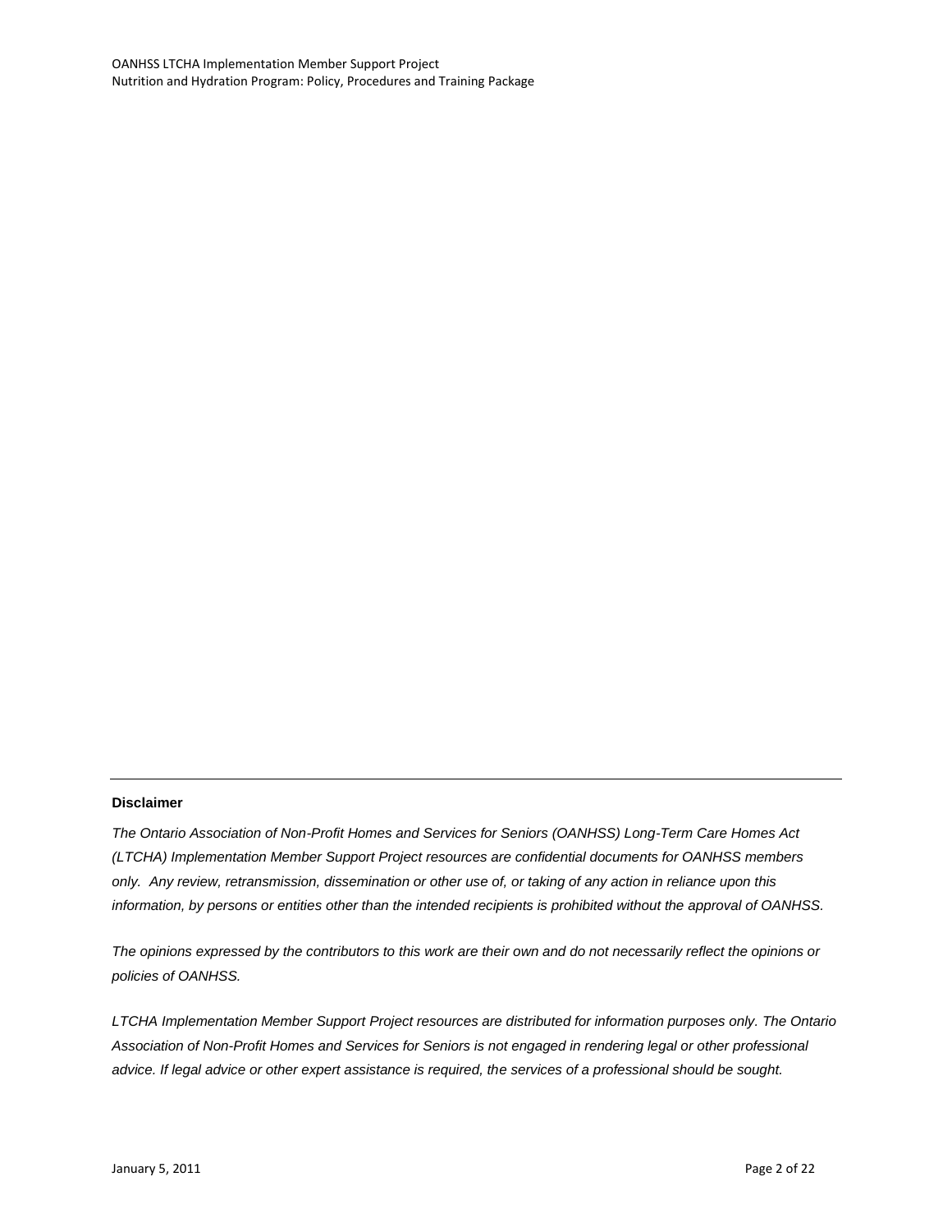---

**Disclaimer**

*The Ontario Association of Non-Profit Homes and Services for Seniors (OANHSS) Long-Term Care Homes Act (LTCHA) Implementation Member Support Project resources are confidential documents for OANHSS members only. Any review, retransmission, dissemination or other use of, or taking of any action in reliance upon this information, by persons or entities other than the intended recipients is prohibited without the approval of OANHSS.*

*The opinions expressed by the contributors to this work are their own and do not necessarily reflect the opinions or policies of OANHSS.*

*LTCHA Implementation Member Support Project resources are distributed for information purposes only. The Ontario Association of Non-Profit Homes and Services for Seniors is not engaged in rendering legal or other professional advice. If legal advice or other expert assistance is required, the services of a professional should be sought.*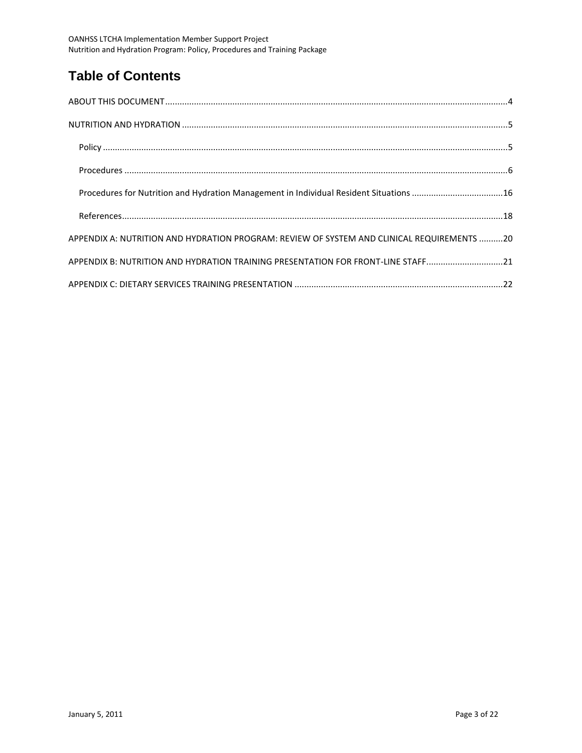# Table of Contents

ABOUT THIS DOCUMENT....4

NUTRITION AND HYDRATION....5

- Policy....5
- Procedures....6
- Procedures for Nutrition and Hydration Management in Individual Resident Situations....16
- References....18

APPENDIX A: NUTRITION AND HYDRATION PROGRAM: REVIEW OF SYSTEM AND CLINICAL REQUIREMENTS....20

APPENDIX B: NUTRITION AND HYDRATION TRAINING PRESENTATION FOR FRONT-LINE STAFF....21

APPENDIX C: DIETARY SERVICES TRAINING PRESENTATION....22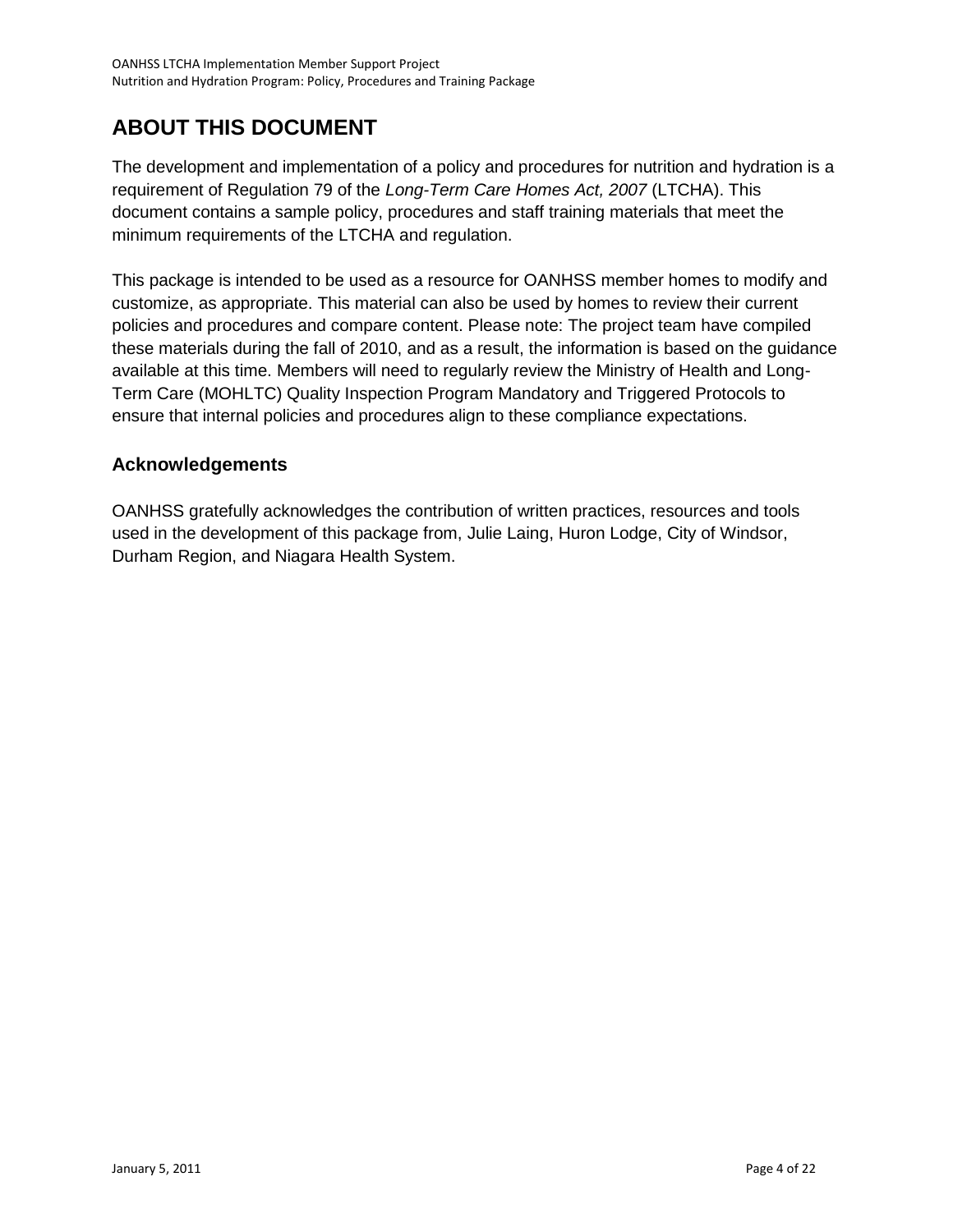# ABOUT THIS DOCUMENT

The development and implementation of a policy and procedures for nutrition and hydration is a requirement of Regulation 79 of the *Long-Term Care Homes Act, 2007* (LTCHA). This document contains a sample policy, procedures and staff training materials that meet the minimum requirements of the LTCHA and regulation.

This package is intended to be used as a resource for OANHSS member homes to modify and customize, as appropriate. This material can also be used by homes to review their current policies and procedures and compare content. Please note: The project team have compiled these materials during the fall of 2010, and as a result, the information is based on the guidance available at this time. Members will need to regularly review the Ministry of Health and Long-Term Care (MOHLTC) Quality Inspection Program Mandatory and Triggered Protocols to ensure that internal policies and procedures align to these compliance expectations.

## Acknowledgements

OANHSS gratefully acknowledges the contribution of written practices, resources and tools used in the development of this package from, Julie Laing, Huron Lodge, City of Windsor, Durham Region, and Niagara Health System.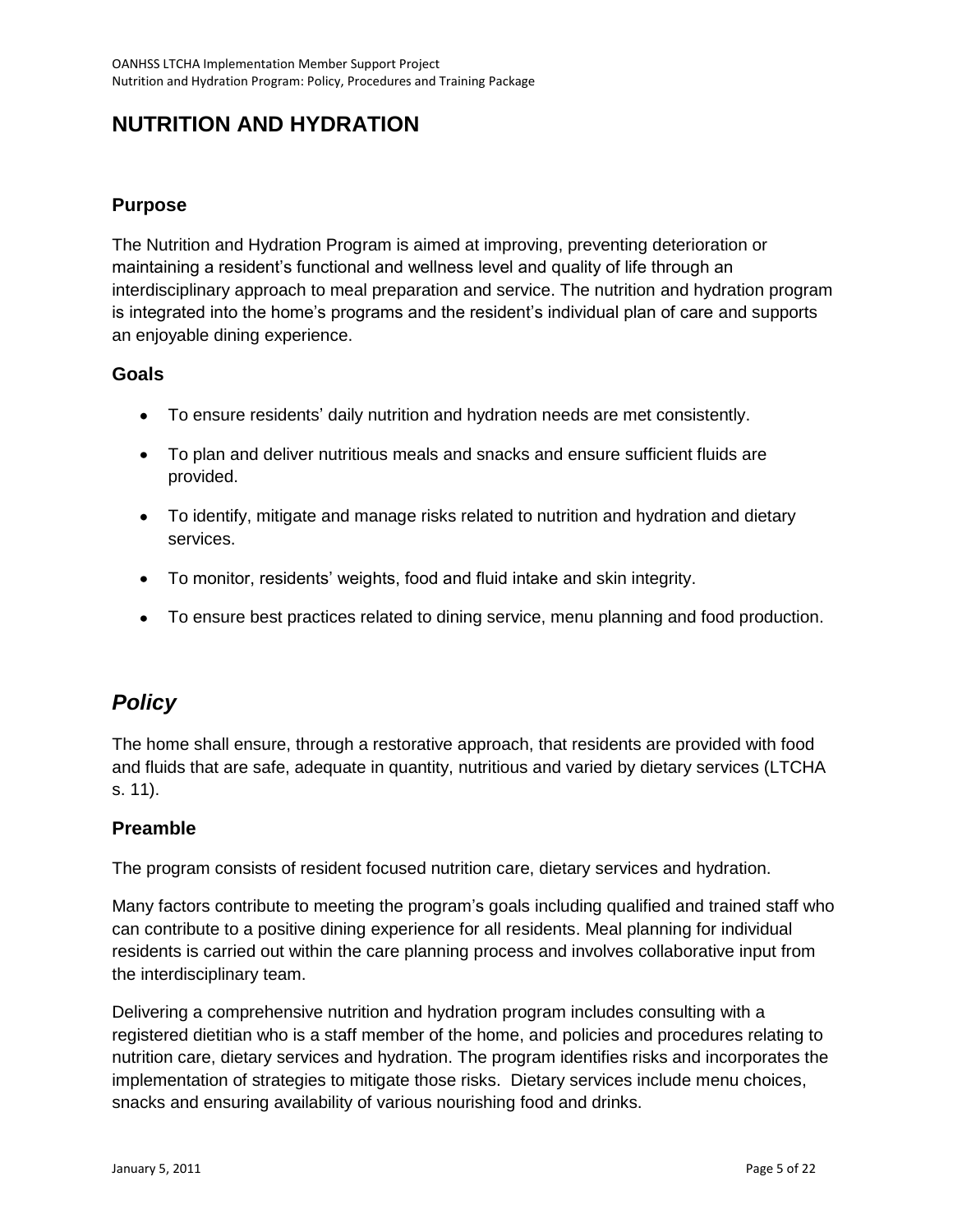# NUTRITION AND HYDRATION

## Purpose

The Nutrition and Hydration Program is aimed at improving, preventing deterioration or maintaining a resident's functional and wellness level and quality of life through an interdisciplinary approach to meal preparation and service. The nutrition and hydration program is integrated into the home's programs and the resident's individual plan of care and supports an enjoyable dining experience.

## Goals

- To ensure residents' daily nutrition and hydration needs are met consistently.
- To plan and deliver nutritious meals and snacks and ensure sufficient fluids are provided.
- To identify, mitigate and manage risks related to nutrition and hydration and dietary services.
- To monitor, residents' weights, food and fluid intake and skin integrity.
- To ensure best practices related to dining service, menu planning and food production.

# *Policy*

The home shall ensure, through a restorative approach, that residents are provided with food and fluids that are safe, adequate in quantity, nutritious and varied by dietary services (LTCHA s. 11).

## Preamble

The program consists of resident focused nutrition care, dietary services and hydration.

Many factors contribute to meeting the program's goals including qualified and trained staff who can contribute to a positive dining experience for all residents. Meal planning for individual residents is carried out within the care planning process and involves collaborative input from the interdisciplinary team.

Delivering a comprehensive nutrition and hydration program includes consulting with a registered dietitian who is a staff member of the home, and policies and procedures relating to nutrition care, dietary services and hydration. The program identifies risks and incorporates the implementation of strategies to mitigate those risks. Dietary services include menu choices, snacks and ensuring availability of various nourishing food and drinks.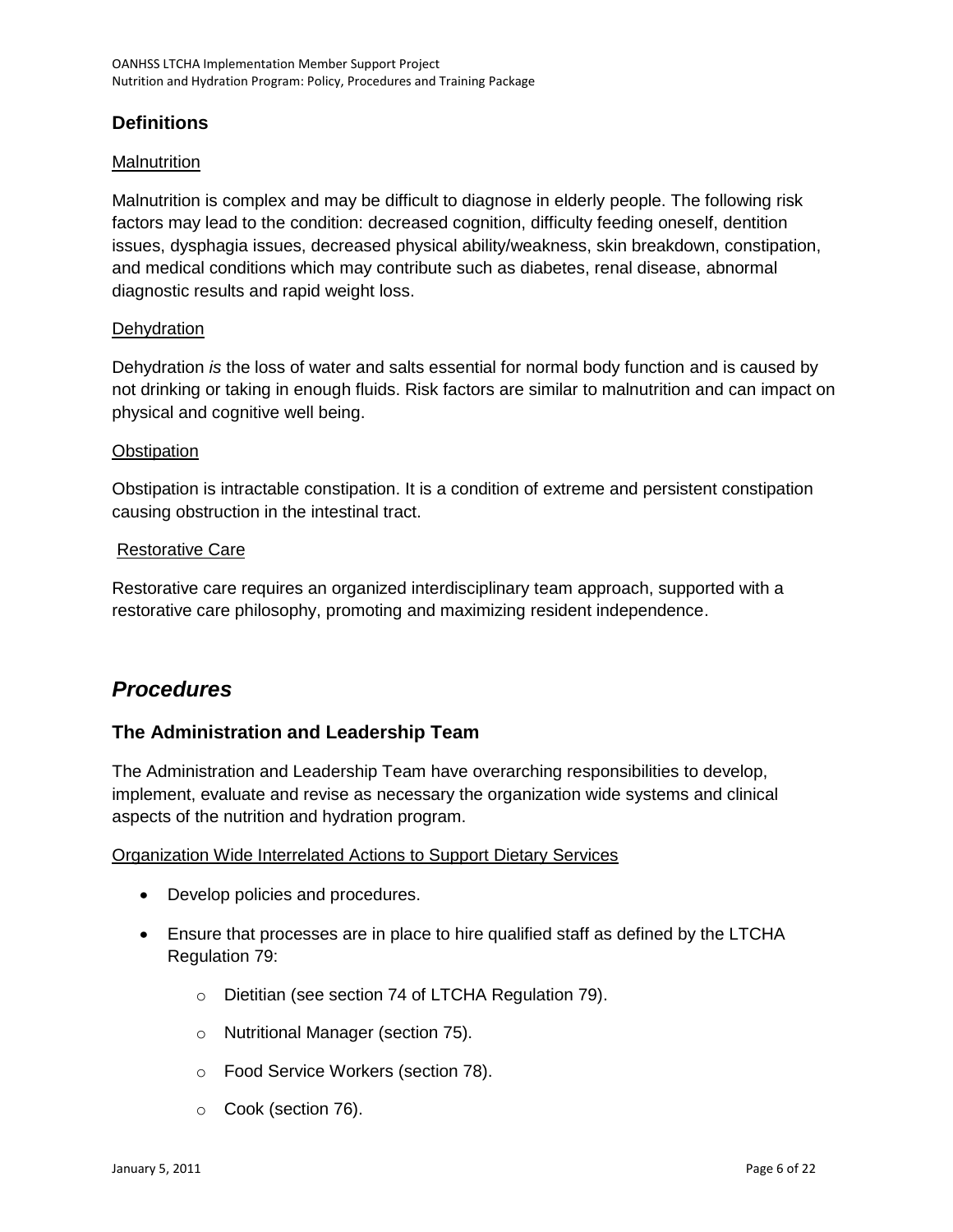## Definitions

Malnutrition

Malnutrition is complex and may be difficult to diagnose in elderly people. The following risk factors may lead to the condition: decreased cognition, difficulty feeding oneself, dentition issues, dysphagia issues, decreased physical ability/weakness, skin breakdown, constipation, and medical conditions which may contribute such as diabetes, renal disease, abnormal diagnostic results and rapid weight loss.

Dehydration

Dehydration *is* the loss of water and salts essential for normal body function and is caused by not drinking or taking in enough fluids. Risk factors are similar to malnutrition and can impact on physical and cognitive well being.

Obstipation

Obstipation is intractable constipation. It is a condition of extreme and persistent constipation causing obstruction in the intestinal tract.

Restorative Care

Restorative care requires an organized interdisciplinary team approach, supported with a restorative care philosophy, promoting and maximizing resident independence.

# *Procedures*

## The Administration and Leadership Team

The Administration and Leadership Team have overarching responsibilities to develop, implement, evaluate and revise as necessary the organization wide systems and clinical aspects of the nutrition and hydration program.

Organization Wide Interrelated Actions to Support Dietary Services

- Develop policies and procedures.
- Ensure that processes are in place to hire qualified staff as defined by the LTCHA Regulation 79:
    - Dietitian (see section 74 of LTCHA Regulation 79).
    - Nutritional Manager (section 75).
    - Food Service Workers (section 78).
    - Cook (section 76).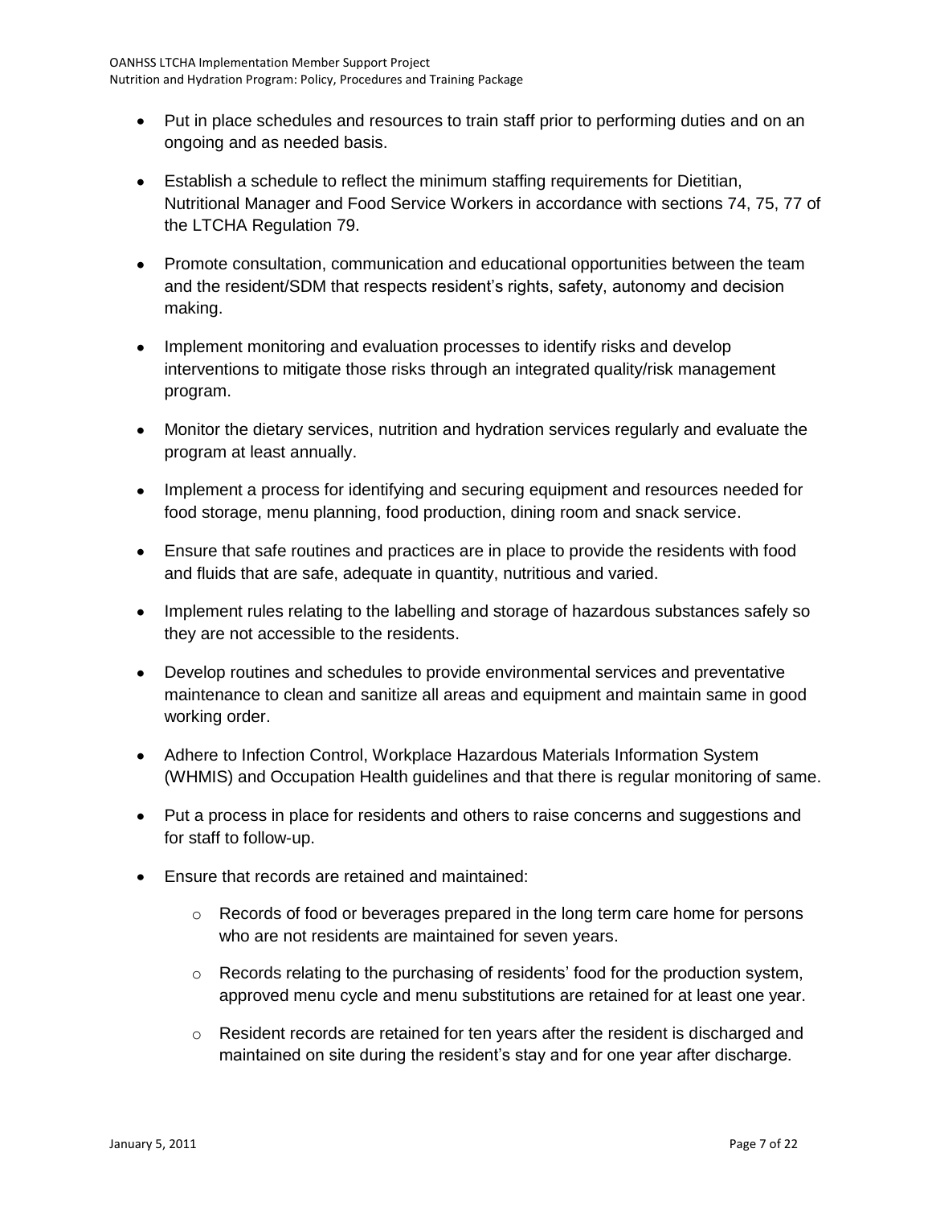- Put in place schedules and resources to train staff prior to performing duties and on an ongoing and as needed basis.
- Establish a schedule to reflect the minimum staffing requirements for Dietitian, Nutritional Manager and Food Service Workers in accordance with sections 74, 75, 77 of the LTCHA Regulation 79.
- Promote consultation, communication and educational opportunities between the team and the resident/SDM that respects resident's rights, safety, autonomy and decision making.
- Implement monitoring and evaluation processes to identify risks and develop interventions to mitigate those risks through an integrated quality/risk management program.
- Monitor the dietary services, nutrition and hydration services regularly and evaluate the program at least annually.
- Implement a process for identifying and securing equipment and resources needed for food storage, menu planning, food production, dining room and snack service.
- Ensure that safe routines and practices are in place to provide the residents with food and fluids that are safe, adequate in quantity, nutritious and varied.
- Implement rules relating to the labelling and storage of hazardous substances safely so they are not accessible to the residents.
- Develop routines and schedules to provide environmental services and preventative maintenance to clean and sanitize all areas and equipment and maintain same in good working order.
- Adhere to Infection Control, Workplace Hazardous Materials Information System (WHMIS) and Occupation Health guidelines and that there is regular monitoring of same.
- Put a process in place for residents and others to raise concerns and suggestions and for staff to follow-up.
- Ensure that records are retained and maintained:
  - Records of food or beverages prepared in the long term care home for persons who are not residents are maintained for seven years.
  - Records relating to the purchasing of residents' food for the production system, approved menu cycle and menu substitutions are retained for at least one year.
  - Resident records are retained for ten years after the resident is discharged and maintained on site during the resident's stay and for one year after discharge.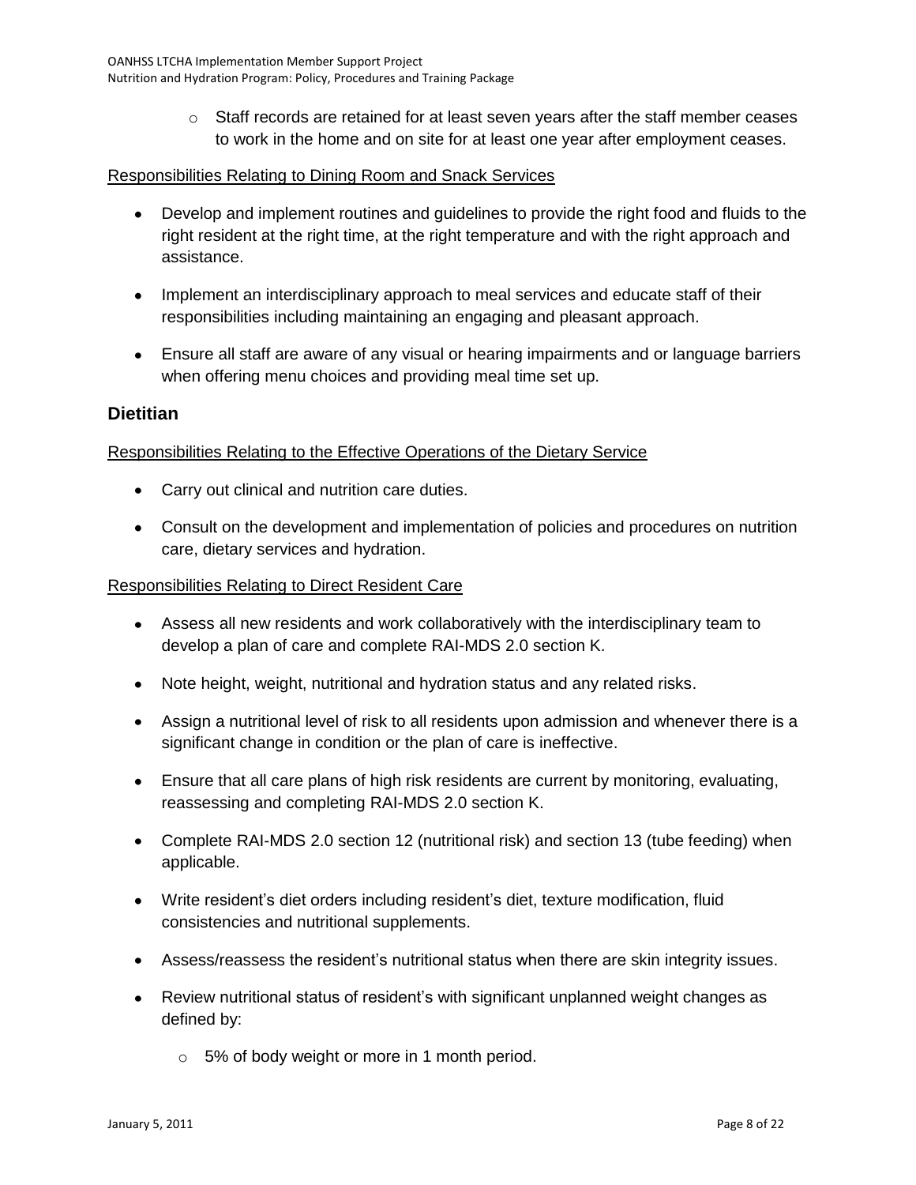- Staff records are retained for at least seven years after the staff member ceases to work in the home and on site for at least one year after employment ceases.

Responsibilities Relating to Dining Room and Snack Services

- Develop and implement routines and guidelines to provide the right food and fluids to the right resident at the right time, at the right temperature and with the right approach and assistance.
- Implement an interdisciplinary approach to meal services and educate staff of their responsibilities including maintaining an engaging and pleasant approach.
- Ensure all staff are aware of any visual or hearing impairments and or language barriers when offering menu choices and providing meal time set up.

### Dietitian

Responsibilities Relating to the Effective Operations of the Dietary Service

- Carry out clinical and nutrition care duties.
- Consult on the development and implementation of policies and procedures on nutrition care, dietary services and hydration.

Responsibilities Relating to Direct Resident Care

- Assess all new residents and work collaboratively with the interdisciplinary team to develop a plan of care and complete RAI-MDS 2.0 section K.
- Note height, weight, nutritional and hydration status and any related risks.
- Assign a nutritional level of risk to all residents upon admission and whenever there is a significant change in condition or the plan of care is ineffective.
- Ensure that all care plans of high risk residents are current by monitoring, evaluating, reassessing and completing RAI-MDS 2.0 section K.
- Complete RAI-MDS 2.0 section 12 (nutritional risk) and section 13 (tube feeding) when applicable.
- Write resident's diet orders including resident's diet, texture modification, fluid consistencies and nutritional supplements.
- Assess/reassess the resident's nutritional status when there are skin integrity issues.
- Review nutritional status of resident's with significant unplanned weight changes as defined by:
  - 5% of body weight or more in 1 month period.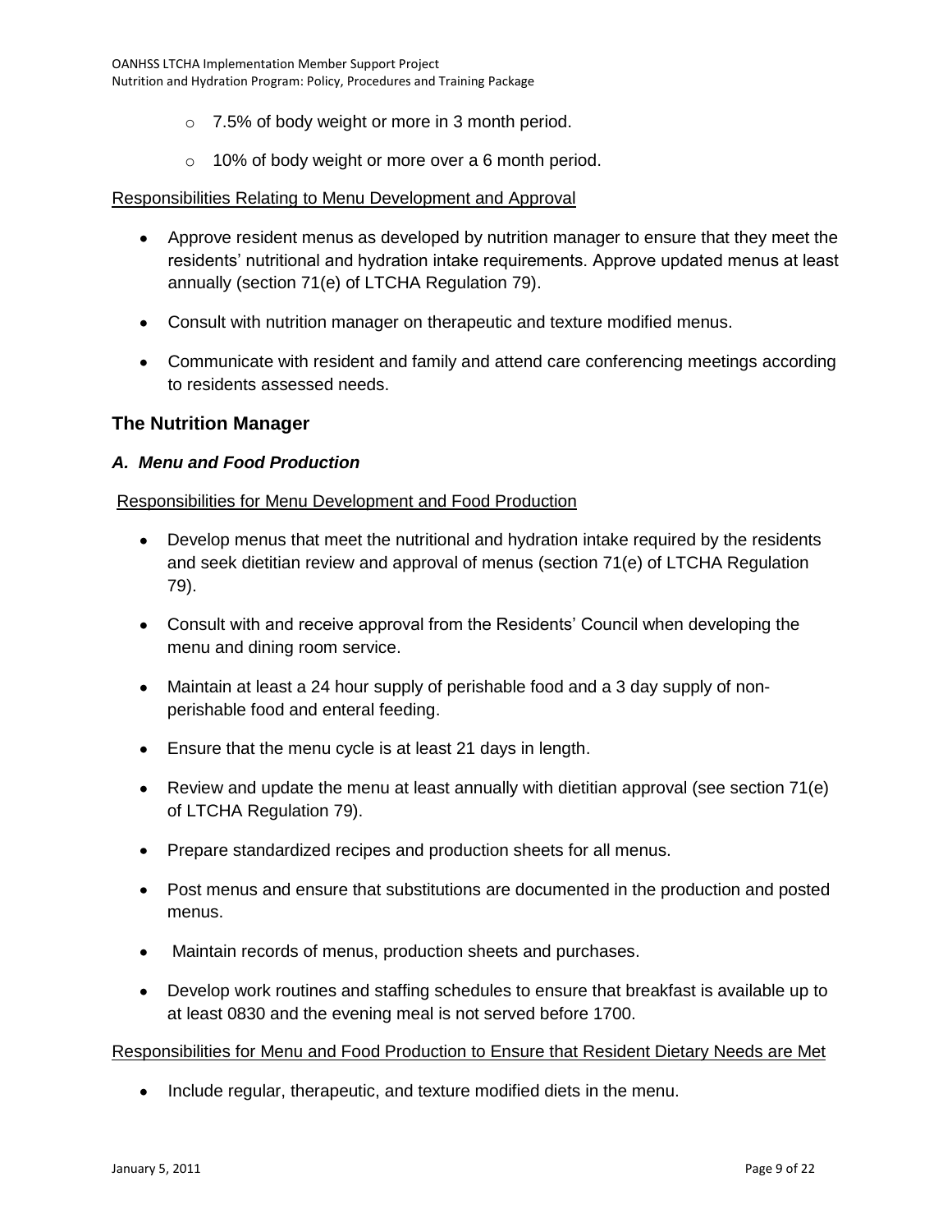- 7.5% of body weight or more in 3 month period.
- 10% of body weight or more over a 6 month period.

Responsibilities Relating to Menu Development and Approval

- Approve resident menus as developed by nutrition manager to ensure that they meet the residents' nutritional and hydration intake requirements. Approve updated menus at least annually (section 71(e) of LTCHA Regulation 79).
- Consult with nutrition manager on therapeutic and texture modified menus.
- Communicate with resident and family and attend care conferencing meetings according to residents assessed needs.

## The Nutrition Manager

### *A. Menu and Food Production*

Responsibilities for Menu Development and Food Production

- Develop menus that meet the nutritional and hydration intake required by the residents and seek dietitian review and approval of menus (section 71(e) of LTCHA Regulation 79).
- Consult with and receive approval from the Residents' Council when developing the menu and dining room service.
- Maintain at least a 24 hour supply of perishable food and a 3 day supply of non-perishable food and enteral feeding.
- Ensure that the menu cycle is at least 21 days in length.
- Review and update the menu at least annually with dietitian approval (see section 71(e) of LTCHA Regulation 79).
- Prepare standardized recipes and production sheets for all menus.
- Post menus and ensure that substitutions are documented in the production and posted menus.
- Maintain records of menus, production sheets and purchases.
- Develop work routines and staffing schedules to ensure that breakfast is available up to at least 0830 and the evening meal is not served before 1700.

Responsibilities for Menu and Food Production to Ensure that Resident Dietary Needs are Met

- Include regular, therapeutic, and texture modified diets in the menu.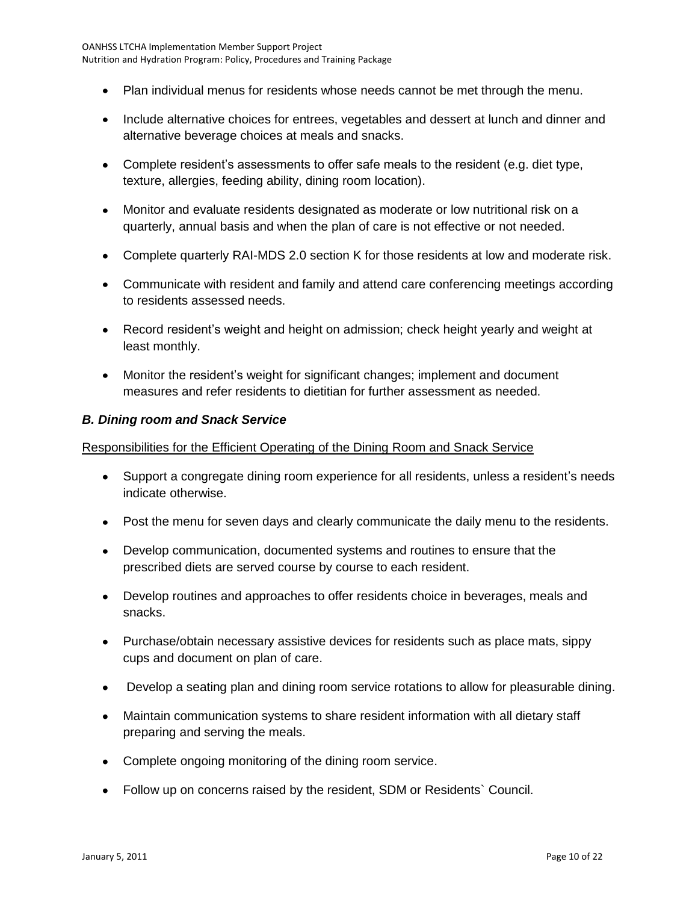- Plan individual menus for residents whose needs cannot be met through the menu.
- Include alternative choices for entrees, vegetables and dessert at lunch and dinner and alternative beverage choices at meals and snacks.
- Complete resident's assessments to offer safe meals to the resident (e.g. diet type, texture, allergies, feeding ability, dining room location).
- Monitor and evaluate residents designated as moderate or low nutritional risk on a quarterly, annual basis and when the plan of care is not effective or not needed.
- Complete quarterly RAI-MDS 2.0 section K for those residents at low and moderate risk.
- Communicate with resident and family and attend care conferencing meetings according to residents assessed needs.
- Record resident's weight and height on admission; check height yearly and weight at least monthly.
- Monitor the resident's weight for significant changes; implement and document measures and refer residents to dietitian for further assessment as needed.

### *B. Dining room and Snack Service*

Responsibilities for the Efficient Operating of the Dining Room and Snack Service

- Support a congregate dining room experience for all residents, unless a resident's needs indicate otherwise.
- Post the menu for seven days and clearly communicate the daily menu to the residents.
- Develop communication, documented systems and routines to ensure that the prescribed diets are served course by course to each resident.
- Develop routines and approaches to offer residents choice in beverages, meals and snacks.
- Purchase/obtain necessary assistive devices for residents such as place mats, sippy cups and document on plan of care.
- Develop a seating plan and dining room service rotations to allow for pleasurable dining.
- Maintain communication systems to share resident information with all dietary staff preparing and serving the meals.
- Complete ongoing monitoring of the dining room service.
- Follow up on concerns raised by the resident, SDM or Residents` Council.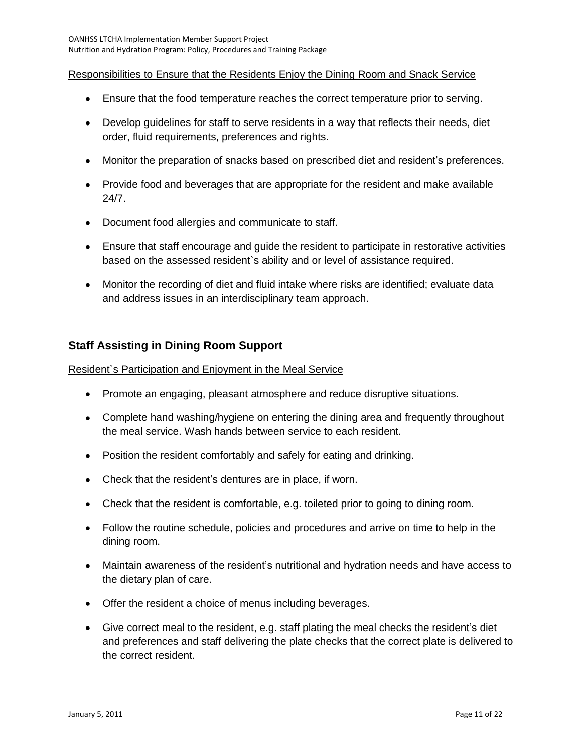Responsibilities to Ensure that the Residents Enjoy the Dining Room and Snack Service

- Ensure that the food temperature reaches the correct temperature prior to serving.
- Develop guidelines for staff to serve residents in a way that reflects their needs, diet order, fluid requirements, preferences and rights.
- Monitor the preparation of snacks based on prescribed diet and resident's preferences.
- Provide food and beverages that are appropriate for the resident and make available 24/7.
- Document food allergies and communicate to staff.
- Ensure that staff encourage and guide the resident to participate in restorative activities based on the assessed resident`s ability and or level of assistance required.
- Monitor the recording of diet and fluid intake where risks are identified; evaluate data and address issues in an interdisciplinary team approach.

## Staff Assisting in Dining Room Support

Resident`s Participation and Enjoyment in the Meal Service

- Promote an engaging, pleasant atmosphere and reduce disruptive situations.
- Complete hand washing/hygiene on entering the dining area and frequently throughout the meal service. Wash hands between service to each resident.
- Position the resident comfortably and safely for eating and drinking.
- Check that the resident's dentures are in place, if worn.
- Check that the resident is comfortable, e.g. toileted prior to going to dining room.
- Follow the routine schedule, policies and procedures and arrive on time to help in the dining room.
- Maintain awareness of the resident's nutritional and hydration needs and have access to the dietary plan of care.
- Offer the resident a choice of menus including beverages.
- Give correct meal to the resident, e.g. staff plating the meal checks the resident's diet and preferences and staff delivering the plate checks that the correct plate is delivered to the correct resident.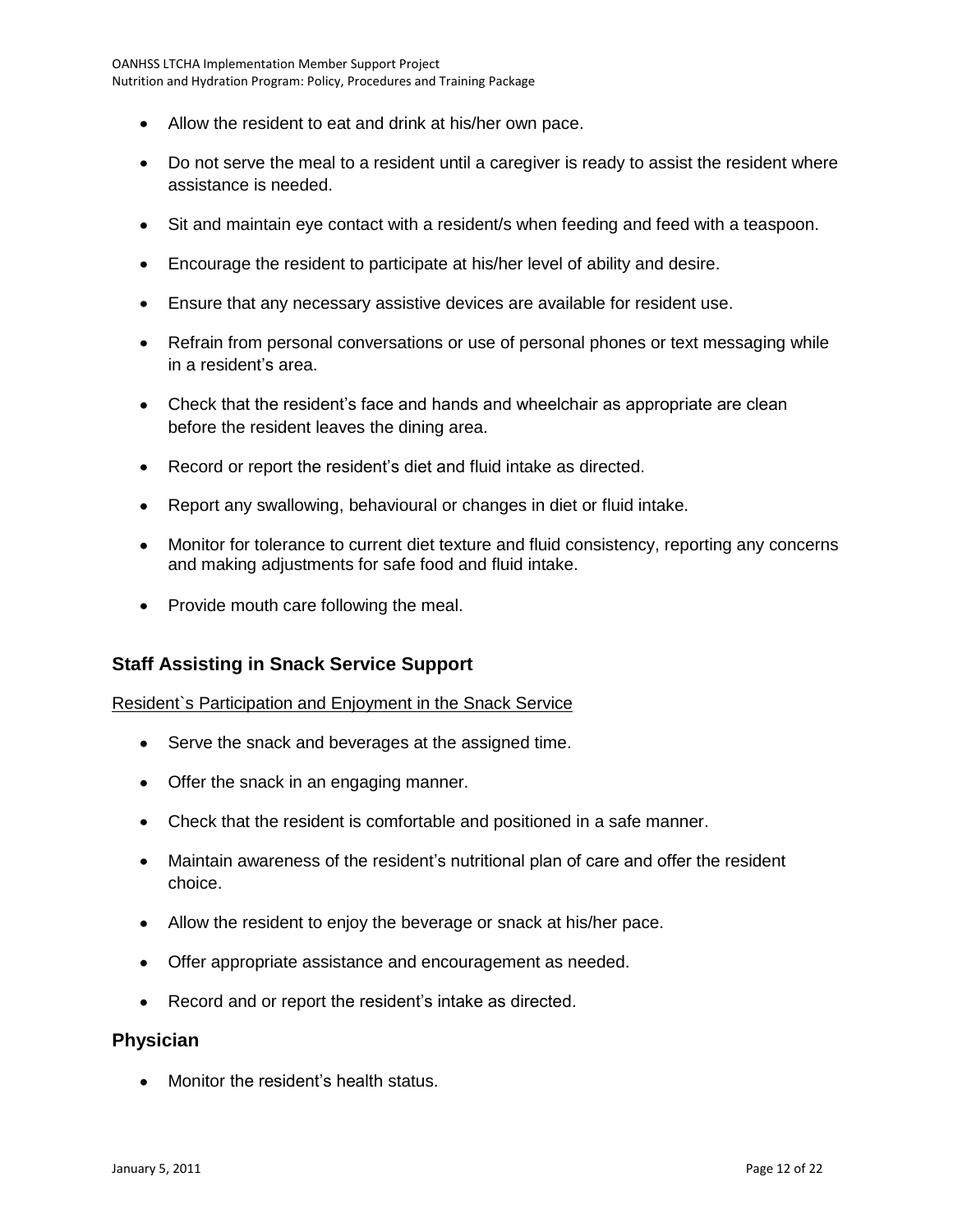- Allow the resident to eat and drink at his/her own pace.
- Do not serve the meal to a resident until a caregiver is ready to assist the resident where assistance is needed.
- Sit and maintain eye contact with a resident/s when feeding and feed with a teaspoon.
- Encourage the resident to participate at his/her level of ability and desire.
- Ensure that any necessary assistive devices are available for resident use.
- Refrain from personal conversations or use of personal phones or text messaging while in a resident's area.
- Check that the resident's face and hands and wheelchair as appropriate are clean before the resident leaves the dining area.
- Record or report the resident's diet and fluid intake as directed.
- Report any swallowing, behavioural or changes in diet or fluid intake.
- Monitor for tolerance to current diet texture and fluid consistency, reporting any concerns and making adjustments for safe food and fluid intake.
- Provide mouth care following the meal.

### Staff Assisting in Snack Service Support

Resident`s Participation and Enjoyment in the Snack Service

- Serve the snack and beverages at the assigned time.
- Offer the snack in an engaging manner.
- Check that the resident is comfortable and positioned in a safe manner.
- Maintain awareness of the resident's nutritional plan of care and offer the resident choice.
- Allow the resident to enjoy the beverage or snack at his/her pace.
- Offer appropriate assistance and encouragement as needed.
- Record and or report the resident's intake as directed.

### Physician

- Monitor the resident's health status.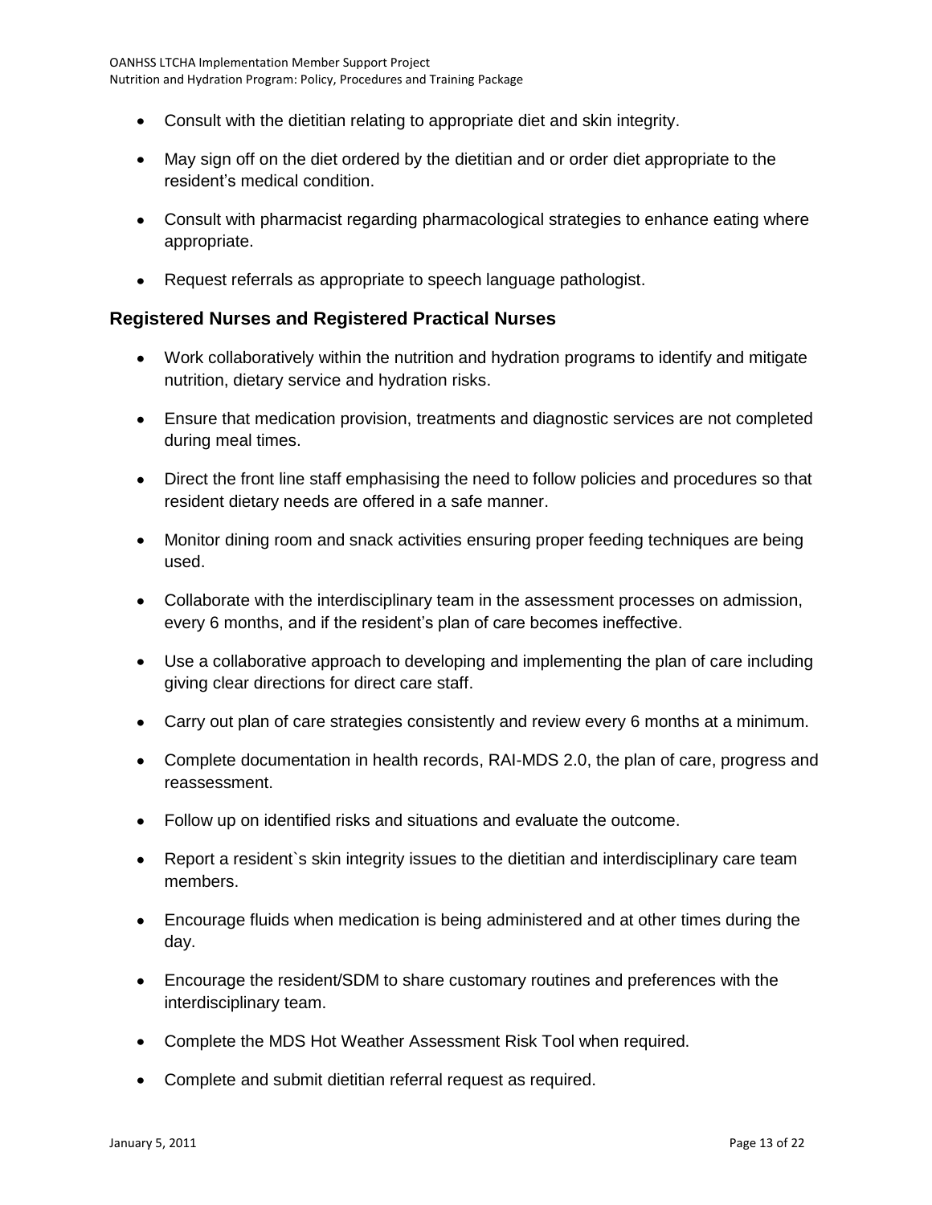- Consult with the dietitian relating to appropriate diet and skin integrity.
- May sign off on the diet ordered by the dietitian and or order diet appropriate to the resident's medical condition.
- Consult with pharmacist regarding pharmacological strategies to enhance eating where appropriate.
- Request referrals as appropriate to speech language pathologist.

### Registered Nurses and Registered Practical Nurses

- Work collaboratively within the nutrition and hydration programs to identify and mitigate nutrition, dietary service and hydration risks.
- Ensure that medication provision, treatments and diagnostic services are not completed during meal times.
- Direct the front line staff emphasising the need to follow policies and procedures so that resident dietary needs are offered in a safe manner.
- Monitor dining room and snack activities ensuring proper feeding techniques are being used.
- Collaborate with the interdisciplinary team in the assessment processes on admission, every 6 months, and if the resident's plan of care becomes ineffective.
- Use a collaborative approach to developing and implementing the plan of care including giving clear directions for direct care staff.
- Carry out plan of care strategies consistently and review every 6 months at a minimum.
- Complete documentation in health records, RAI-MDS 2.0, the plan of care, progress and reassessment.
- Follow up on identified risks and situations and evaluate the outcome.
- Report a resident`s skin integrity issues to the dietitian and interdisciplinary care team members.
- Encourage fluids when medication is being administered and at other times during the day.
- Encourage the resident/SDM to share customary routines and preferences with the interdisciplinary team.
- Complete the MDS Hot Weather Assessment Risk Tool when required.
- Complete and submit dietitian referral request as required.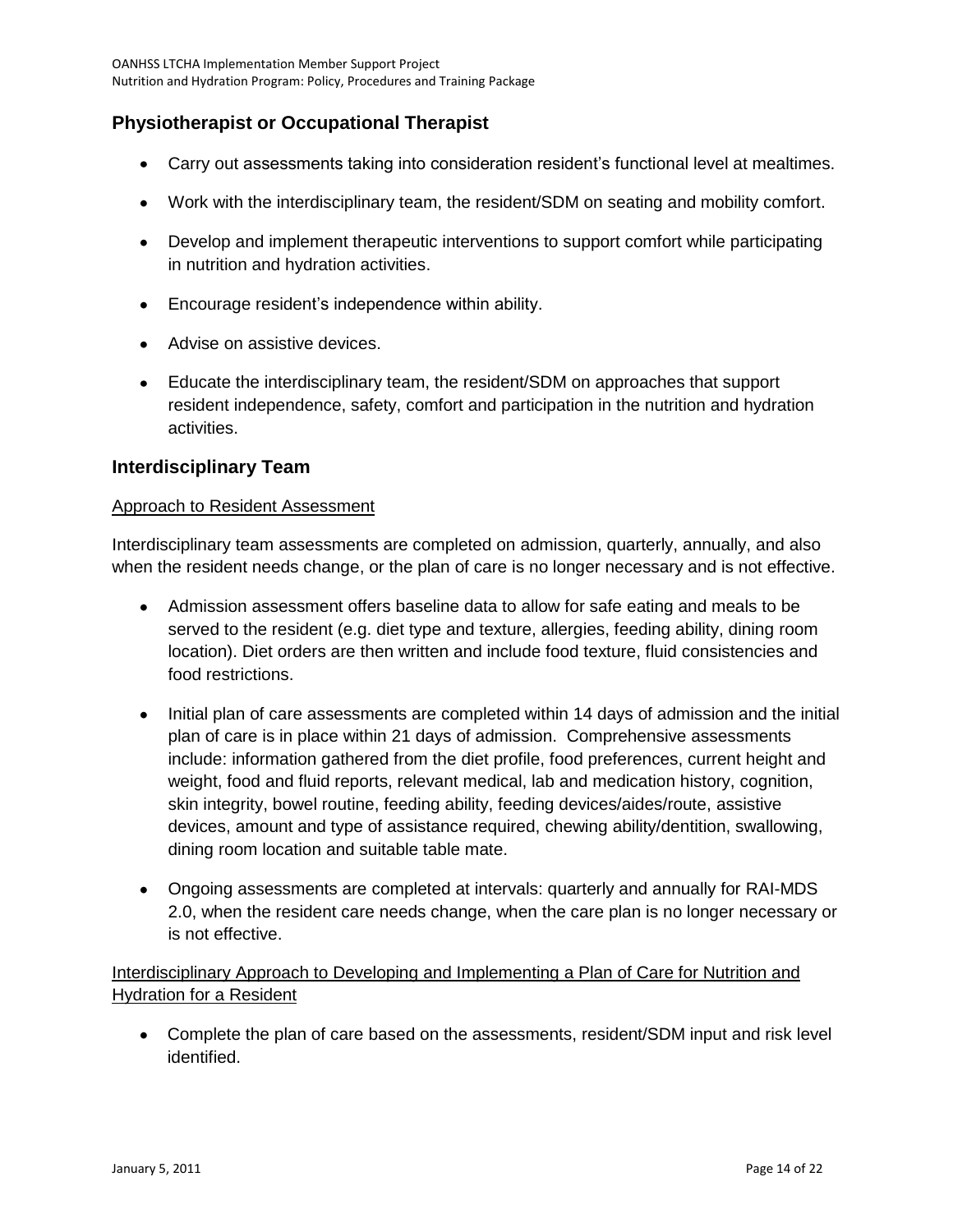## Physiotherapist or Occupational Therapist

- Carry out assessments taking into consideration resident's functional level at mealtimes.
- Work with the interdisciplinary team, the resident/SDM on seating and mobility comfort.
- Develop and implement therapeutic interventions to support comfort while participating in nutrition and hydration activities.
- Encourage resident's independence within ability.
- Advise on assistive devices.
- Educate the interdisciplinary team, the resident/SDM on approaches that support resident independence, safety, comfort and participation in the nutrition and hydration activities.

## Interdisciplinary Team

<u>Approach to Resident Assessment</u>

Interdisciplinary team assessments are completed on admission, quarterly, annually, and also when the resident needs change, or the plan of care is no longer necessary and is not effective.

- Admission assessment offers baseline data to allow for safe eating and meals to be served to the resident (e.g. diet type and texture, allergies, feeding ability, dining room location). Diet orders are then written and include food texture, fluid consistencies and food restrictions.
- Initial plan of care assessments are completed within 14 days of admission and the initial plan of care is in place within 21 days of admission. Comprehensive assessments include: information gathered from the diet profile, food preferences, current height and weight, food and fluid reports, relevant medical, lab and medication history, cognition, skin integrity, bowel routine, feeding ability, feeding devices/aides/route, assistive devices, amount and type of assistance required, chewing ability/dentition, swallowing, dining room location and suitable table mate.
- Ongoing assessments are completed at intervals: quarterly and annually for RAI-MDS 2.0, when the resident care needs change, when the care plan is no longer necessary or is not effective.

<u>Interdisciplinary Approach to Developing and Implementing a Plan of Care for Nutrition and Hydration for a Resident</u>

- Complete the plan of care based on the assessments, resident/SDM input and risk level identified.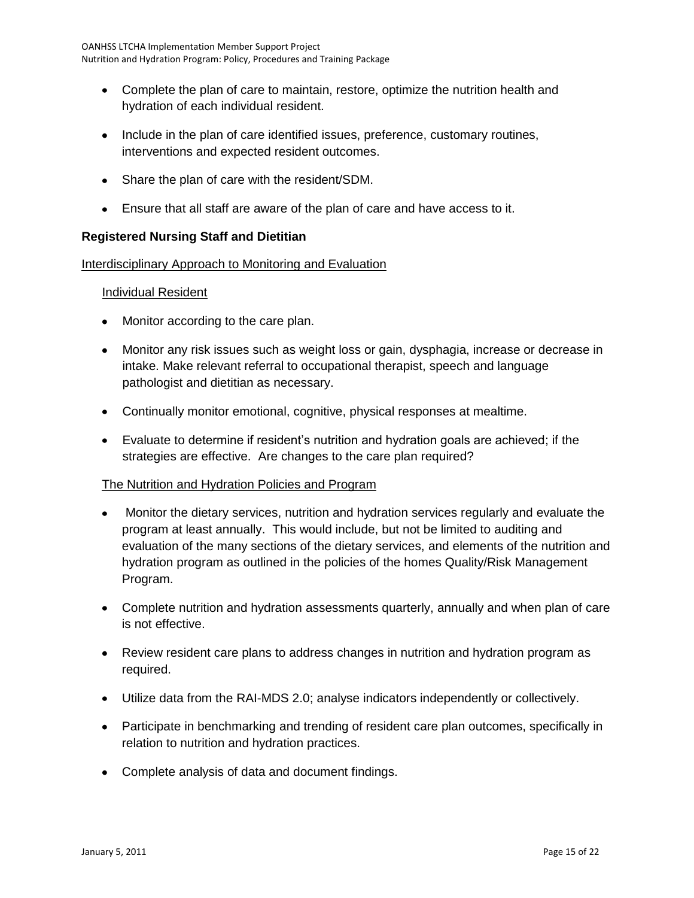- Complete the plan of care to maintain, restore, optimize the nutrition health and hydration of each individual resident.
- Include in the plan of care identified issues, preference, customary routines, interventions and expected resident outcomes.
- Share the plan of care with the resident/SDM.
- Ensure that all staff are aware of the plan of care and have access to it.

**Registered Nursing Staff and Dietitian**

Interdisciplinary Approach to Monitoring and Evaluation

Individual Resident

- Monitor according to the care plan.
- Monitor any risk issues such as weight loss or gain, dysphagia, increase or decrease in intake. Make relevant referral to occupational therapist, speech and language pathologist and dietitian as necessary.
- Continually monitor emotional, cognitive, physical responses at mealtime.
- Evaluate to determine if resident's nutrition and hydration goals are achieved; if the strategies are effective. Are changes to the care plan required?

The Nutrition and Hydration Policies and Program

- Monitor the dietary services, nutrition and hydration services regularly and evaluate the program at least annually. This would include, but not be limited to auditing and evaluation of the many sections of the dietary services, and elements of the nutrition and hydration program as outlined in the policies of the homes Quality/Risk Management Program.
- Complete nutrition and hydration assessments quarterly, annually and when plan of care is not effective.
- Review resident care plans to address changes in nutrition and hydration program as required.
- Utilize data from the RAI-MDS 2.0; analyse indicators independently or collectively.
- Participate in benchmarking and trending of resident care plan outcomes, specifically in relation to nutrition and hydration practices.
- Complete analysis of data and document findings.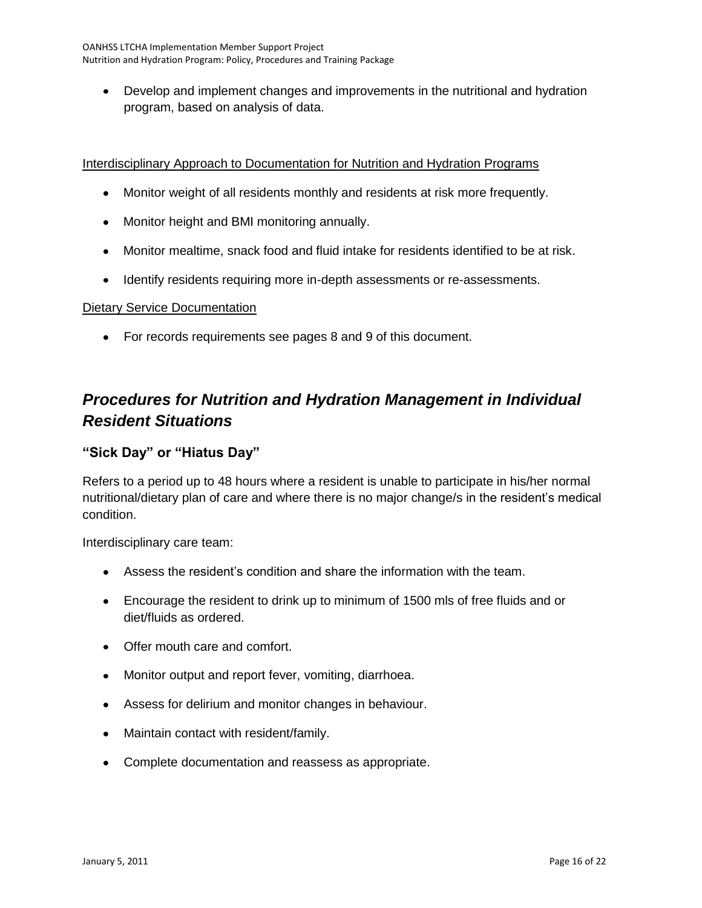- Develop and implement changes and improvements in the nutritional and hydration program, based on analysis of data.

Interdisciplinary Approach to Documentation for Nutrition and Hydration Programs

- Monitor weight of all residents monthly and residents at risk more frequently.
- Monitor height and BMI monitoring annually.
- Monitor mealtime, snack food and fluid intake for residents identified to be at risk.
- Identify residents requiring more in-depth assessments or re-assessments.

Dietary Service Documentation

- For records requirements see pages 8 and 9 of this document.

## *Procedures for Nutrition and Hydration Management in Individual Resident Situations*

### "Sick Day" or "Hiatus Day"

Refers to a period up to 48 hours where a resident is unable to participate in his/her normal nutritional/dietary plan of care and where there is no major change/s in the resident's medical condition.

Interdisciplinary care team:

- Assess the resident's condition and share the information with the team.
- Encourage the resident to drink up to minimum of 1500 mls of free fluids and or diet/fluids as ordered.
- Offer mouth care and comfort.
- Monitor output and report fever, vomiting, diarrhoea.
- Assess for delirium and monitor changes in behaviour.
- Maintain contact with resident/family.
- Complete documentation and reassess as appropriate.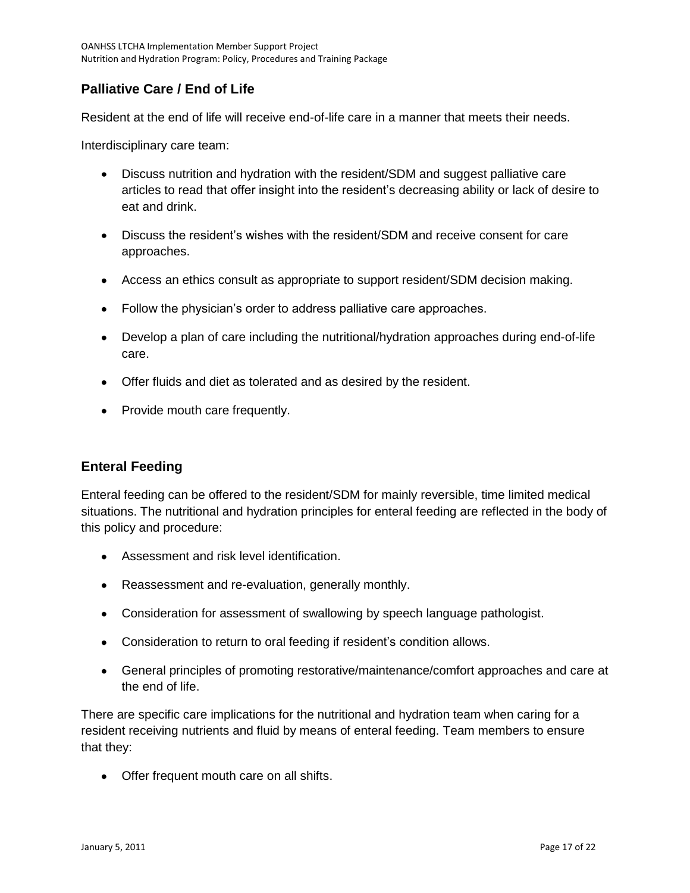## Palliative Care / End of Life

Resident at the end of life will receive end-of-life care in a manner that meets their needs.

Interdisciplinary care team:

- Discuss nutrition and hydration with the resident/SDM and suggest palliative care articles to read that offer insight into the resident's decreasing ability or lack of desire to eat and drink.
- Discuss the resident's wishes with the resident/SDM and receive consent for care approaches.
- Access an ethics consult as appropriate to support resident/SDM decision making.
- Follow the physician's order to address palliative care approaches.
- Develop a plan of care including the nutritional/hydration approaches during end-of-life care.
- Offer fluids and diet as tolerated and as desired by the resident.
- Provide mouth care frequently.

## Enteral Feeding

Enteral feeding can be offered to the resident/SDM for mainly reversible, time limited medical situations. The nutritional and hydration principles for enteral feeding are reflected in the body of this policy and procedure:

- Assessment and risk level identification.
- Reassessment and re-evaluation, generally monthly.
- Consideration for assessment of swallowing by speech language pathologist.
- Consideration to return to oral feeding if resident's condition allows.
- General principles of promoting restorative/maintenance/comfort approaches and care at the end of life.

There are specific care implications for the nutritional and hydration team when caring for a resident receiving nutrients and fluid by means of enteral feeding. Team members to ensure that they:

- Offer frequent mouth care on all shifts.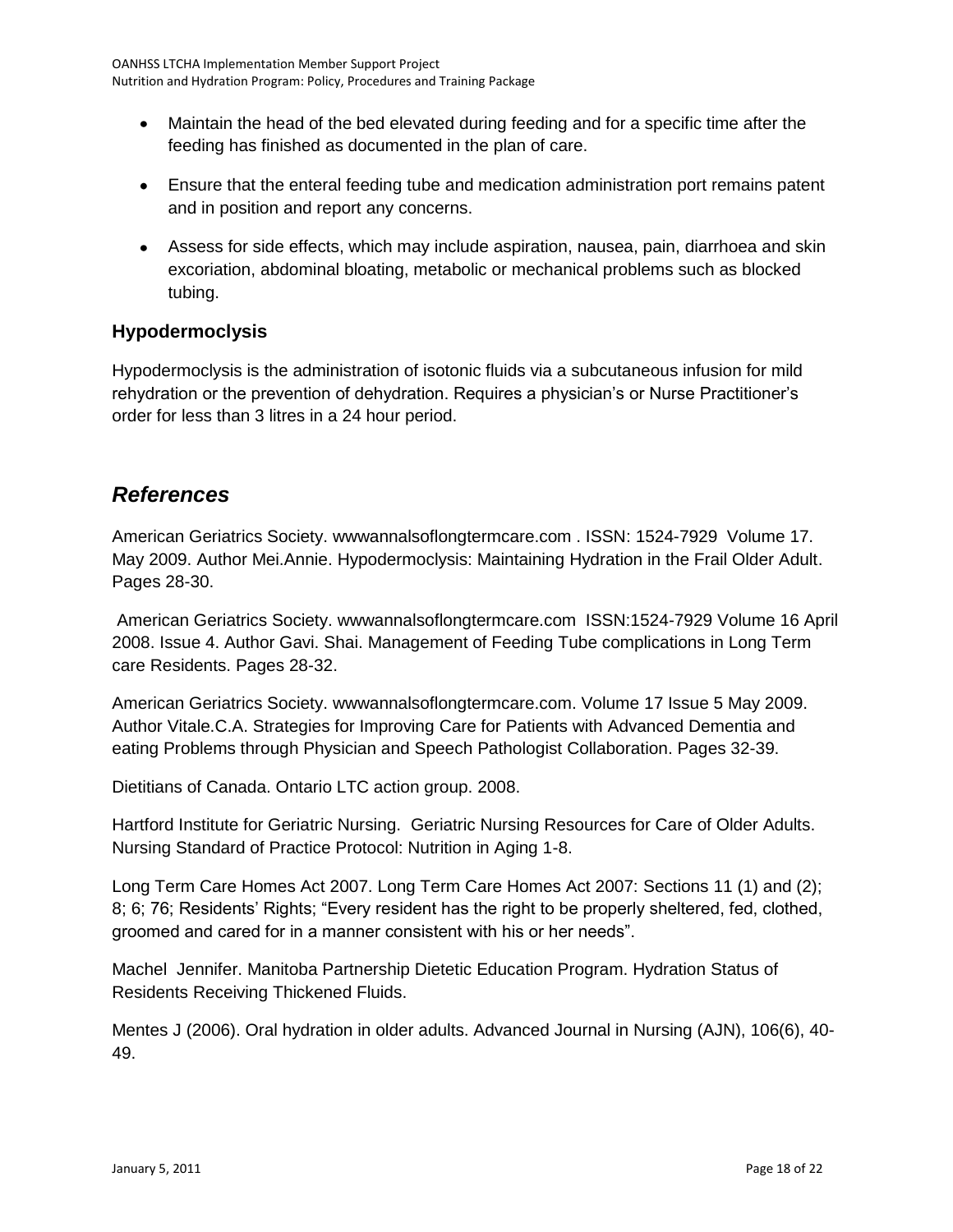- Maintain the head of the bed elevated during feeding and for a specific time after the feeding has finished as documented in the plan of care.
- Ensure that the enteral feeding tube and medication administration port remains patent and in position and report any concerns.
- Assess for side effects, which may include aspiration, nausea, pain, diarrhoea and skin excoriation, abdominal bloating, metabolic or mechanical problems such as blocked tubing.

### Hypodermoclysis

Hypodermoclysis is the administration of isotonic fluids via a subcutaneous infusion for mild rehydration or the prevention of dehydration. Requires a physician's or Nurse Practitioner's order for less than 3 litres in a 24 hour period.

## *References*

American Geriatrics Society. wwwannalsoflongtermcare.com . ISSN: 1524-7929 Volume 17. May 2009. Author Mei.Annie. Hypodermoclysis: Maintaining Hydration in the Frail Older Adult. Pages 28-30.

American Geriatrics Society. wwwannalsoflongtermcare.com ISSN:1524-7929 Volume 16 April 2008. Issue 4. Author Gavi. Shai. Management of Feeding Tube complications in Long Term care Residents. Pages 28-32.

American Geriatrics Society. wwwannalsoflongtermcare.com. Volume 17 Issue 5 May 2009. Author Vitale.C.A. Strategies for Improving Care for Patients with Advanced Dementia and eating Problems through Physician and Speech Pathologist Collaboration. Pages 32-39.

Dietitians of Canada. Ontario LTC action group. 2008.

Hartford Institute for Geriatric Nursing. Geriatric Nursing Resources for Care of Older Adults. Nursing Standard of Practice Protocol: Nutrition in Aging 1-8.

Long Term Care Homes Act 2007. Long Term Care Homes Act 2007: Sections 11 (1) and (2); 8; 6; 76; Residents' Rights; "Every resident has the right to be properly sheltered, fed, clothed, groomed and cared for in a manner consistent with his or her needs".

Machel Jennifer. Manitoba Partnership Dietetic Education Program. Hydration Status of Residents Receiving Thickened Fluids.

Mentes J (2006). Oral hydration in older adults. Advanced Journal in Nursing (AJN), 106(6), 40-49.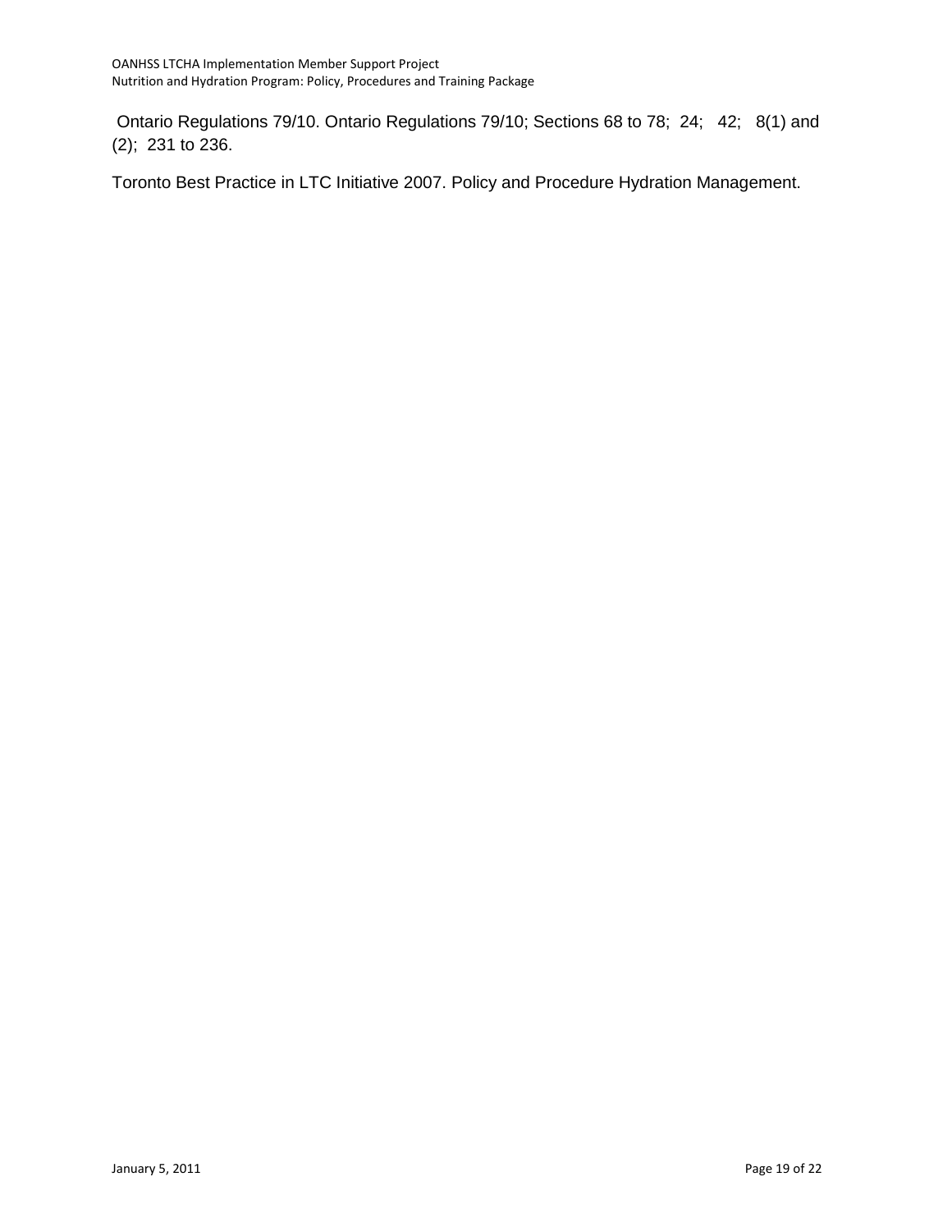Ontario Regulations 79/10. Ontario Regulations 79/10; Sections 68 to 78;  24;   42;   8(1) and (2);  231 to 236.

Toronto Best Practice in LTC Initiative 2007. Policy and Procedure Hydration Management.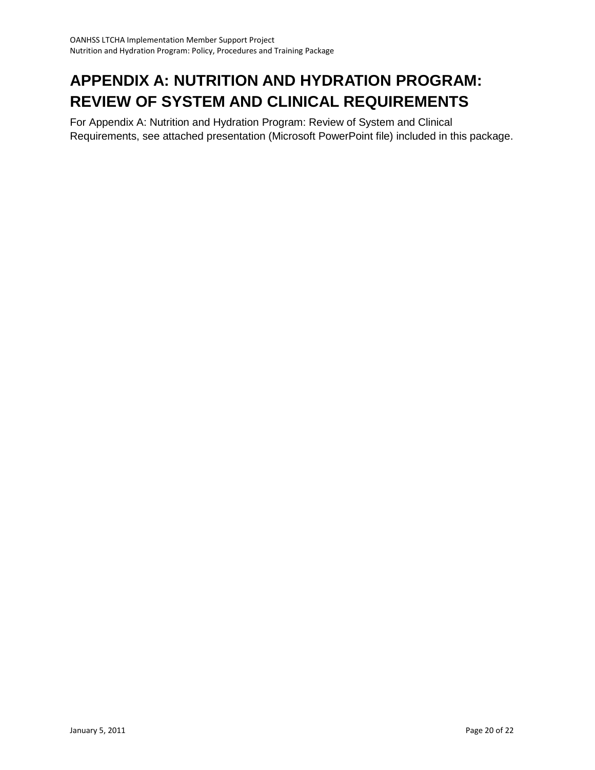# APPENDIX A: NUTRITION AND HYDRATION PROGRAM: REVIEW OF SYSTEM AND CLINICAL REQUIREMENTS

For Appendix A: Nutrition and Hydration Program: Review of System and Clinical Requirements, see attached presentation (Microsoft PowerPoint file) included in this package.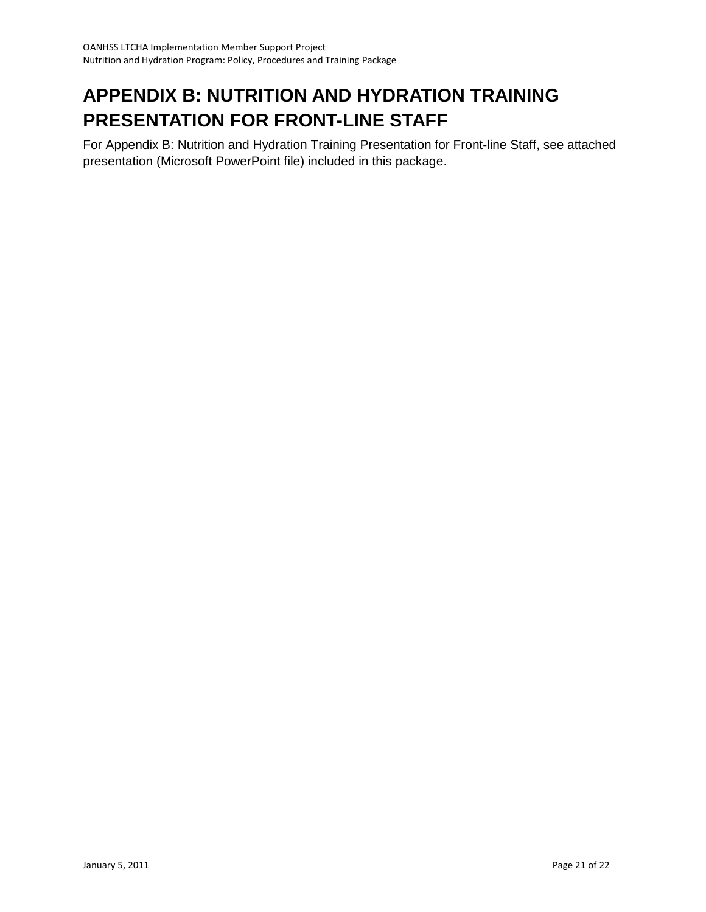# APPENDIX B: NUTRITION AND HYDRATION TRAINING PRESENTATION FOR FRONT-LINE STAFF

For Appendix B: Nutrition and Hydration Training Presentation for Front-line Staff, see attached presentation (Microsoft PowerPoint file) included in this package.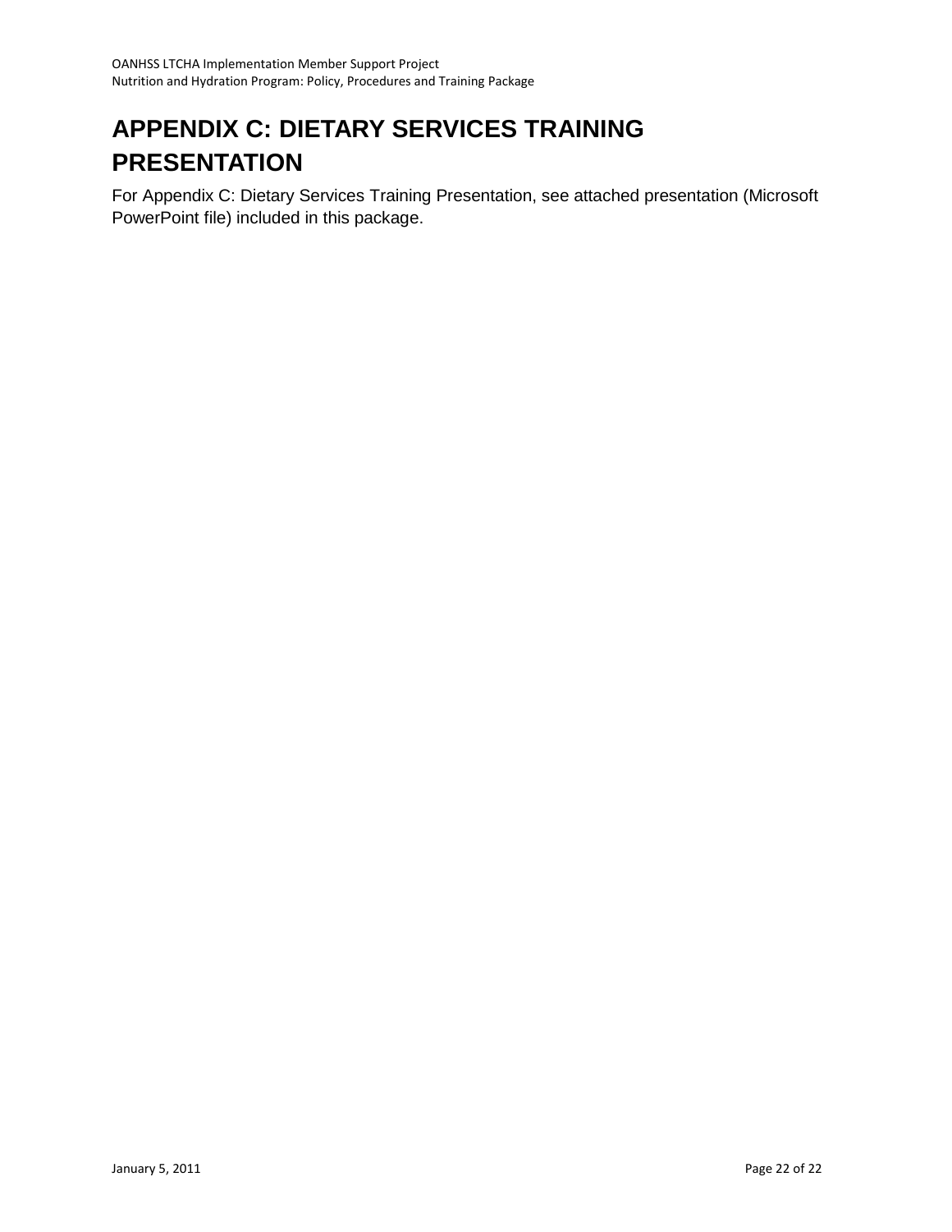# APPENDIX C: DIETARY SERVICES TRAINING PRESENTATION

For Appendix C: Dietary Services Training Presentation, see attached presentation (Microsoft PowerPoint file) included in this package.